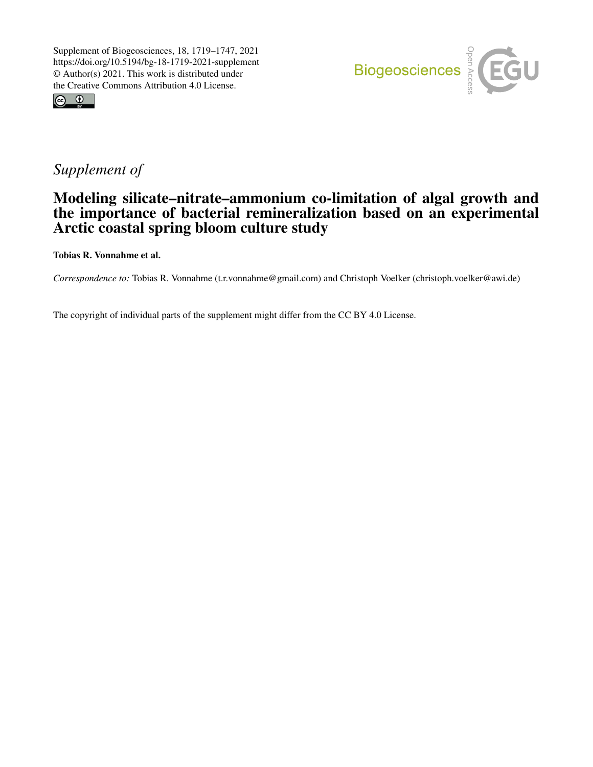Supplement of Biogeosciences, 18, 1719–1747, 2021
https://doi.org/10.5194/bg-18-1719-2021-supplement
© Author(s) 2021. This work is distributed under
the Creative Commons Attribution 4.0 License.

*Supplement of*

# Modeling silicate–nitrate–ammonium co-limitation of algal growth and the importance of bacterial remineralization based on an experimental Arctic coastal spring bloom culture study

**Tobias R. Vonnahme et al.**

*Correspondence to:* Tobias R. Vonnahme (t.r.vonnahme@gmail.com) and Christoph Voelker (christoph.voelker@awi.de)

The copyright of individual parts of the supplement might differ from the CC BY 4.0 License.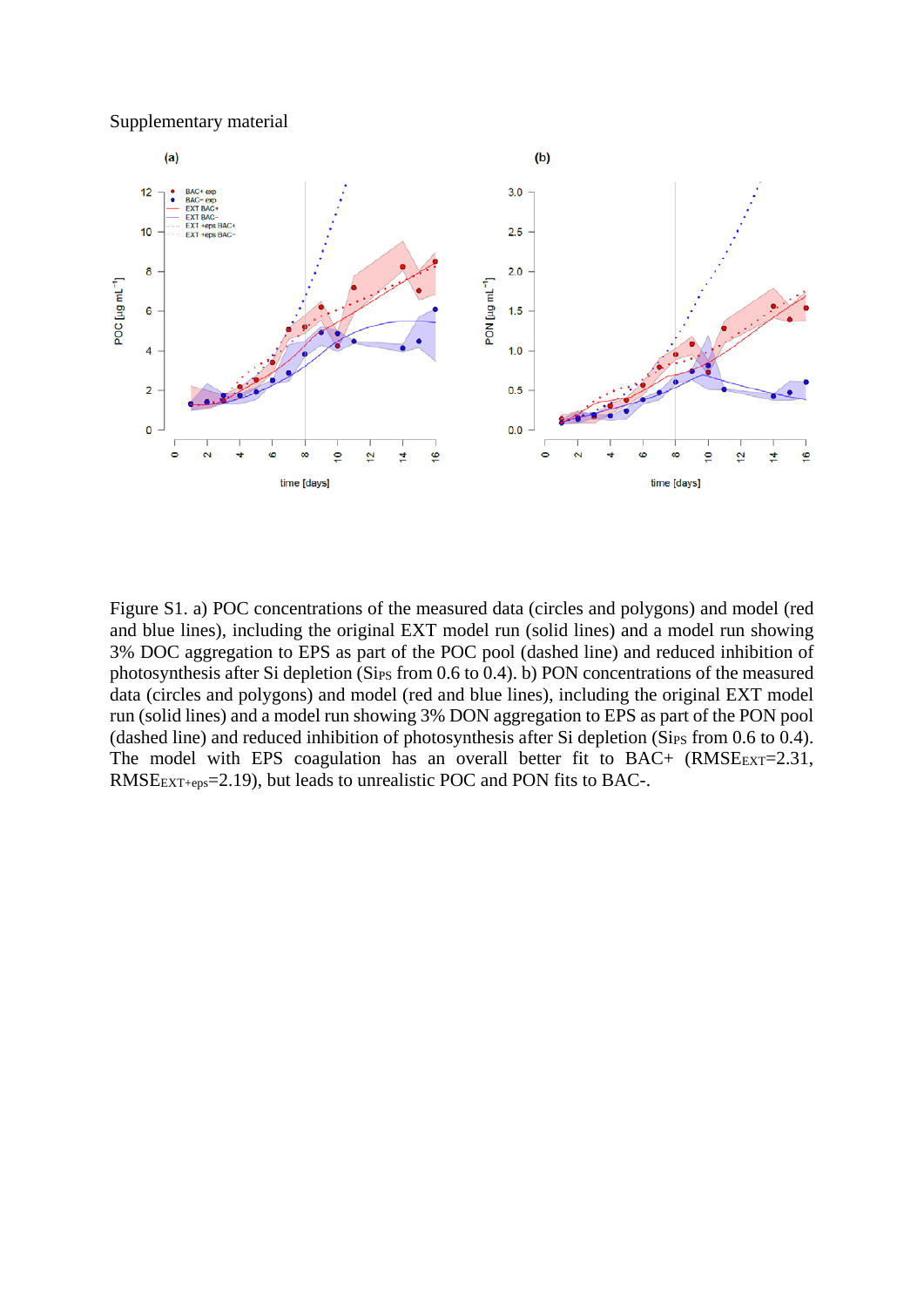Supplementary material

Figure S1. a) POC concentrations of the measured data (circles and polygons) and model (red and blue lines), including the original EXT model run (solid lines) and a model run showing 3% DOC aggregation to EPS as part of the POC pool (dashed line) and reduced inhibition of photosynthesis after Si depletion ($Si_{PS}$ from 0.6 to 0.4). b) PON concentrations of the measured data (circles and polygons) and model (red and blue lines), including the original EXT model run (solid lines) and a model run showing 3% DON aggregation to EPS as part of the PON pool (dashed line) and reduced inhibition of photosynthesis after Si depletion ($Si_{PS}$ from 0.6 to 0.4). The model with EPS coagulation has an overall better fit to BAC+ ($RMSE_{EXT}$=2.31, $RMSE_{EXT+eps}$=2.19), but leads to unrealistic POC and PON fits to BAC-.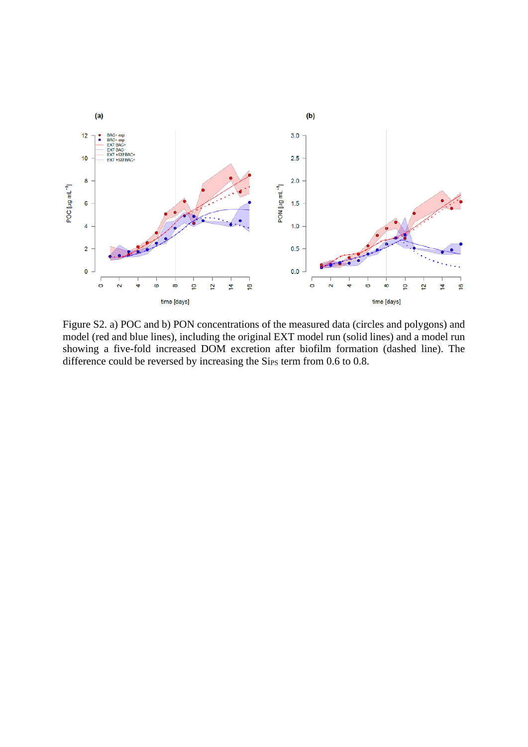Figure S2. a) POC and b) PON concentrations of the measured data (circles and polygons) and model (red and blue lines), including the original EXT model run (solid lines) and a model run showing a five-fold increased DOM excretion after biofilm formation (dashed line). The difference could be reversed by increasing the $Si_{PS}$ term from 0.6 to 0.8.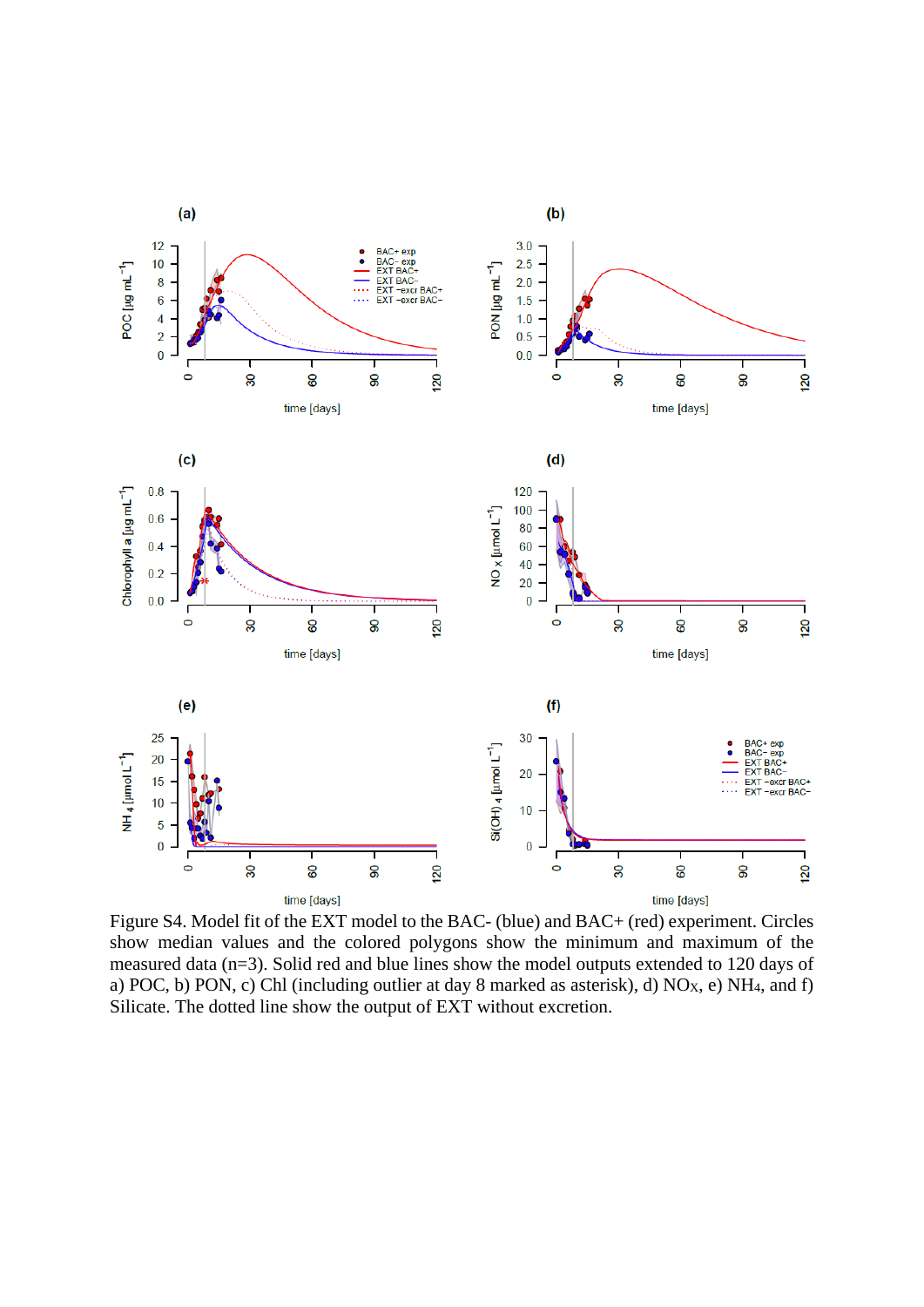Figure S4. Model fit of the EXT model to the BAC- (blue) and BAC+ (red) experiment. Circles show median values and the colored polygons show the minimum and maximum of the measured data (n=3). Solid red and blue lines show the model outputs extended to 120 days of a) POC, b) PON, c) Chl (including outlier at day 8 marked as asterisk), d) $NO_X$, e) $NH_4$, and f) Silicate. The dotted line show the output of EXT without excretion.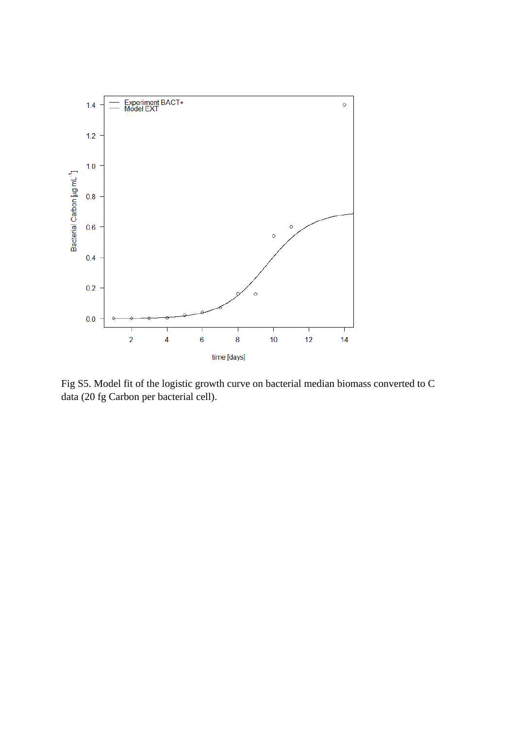Fig S5. Model fit of the logistic growth curve on bacterial median biomass converted to C data (20 fg Carbon per bacterial cell).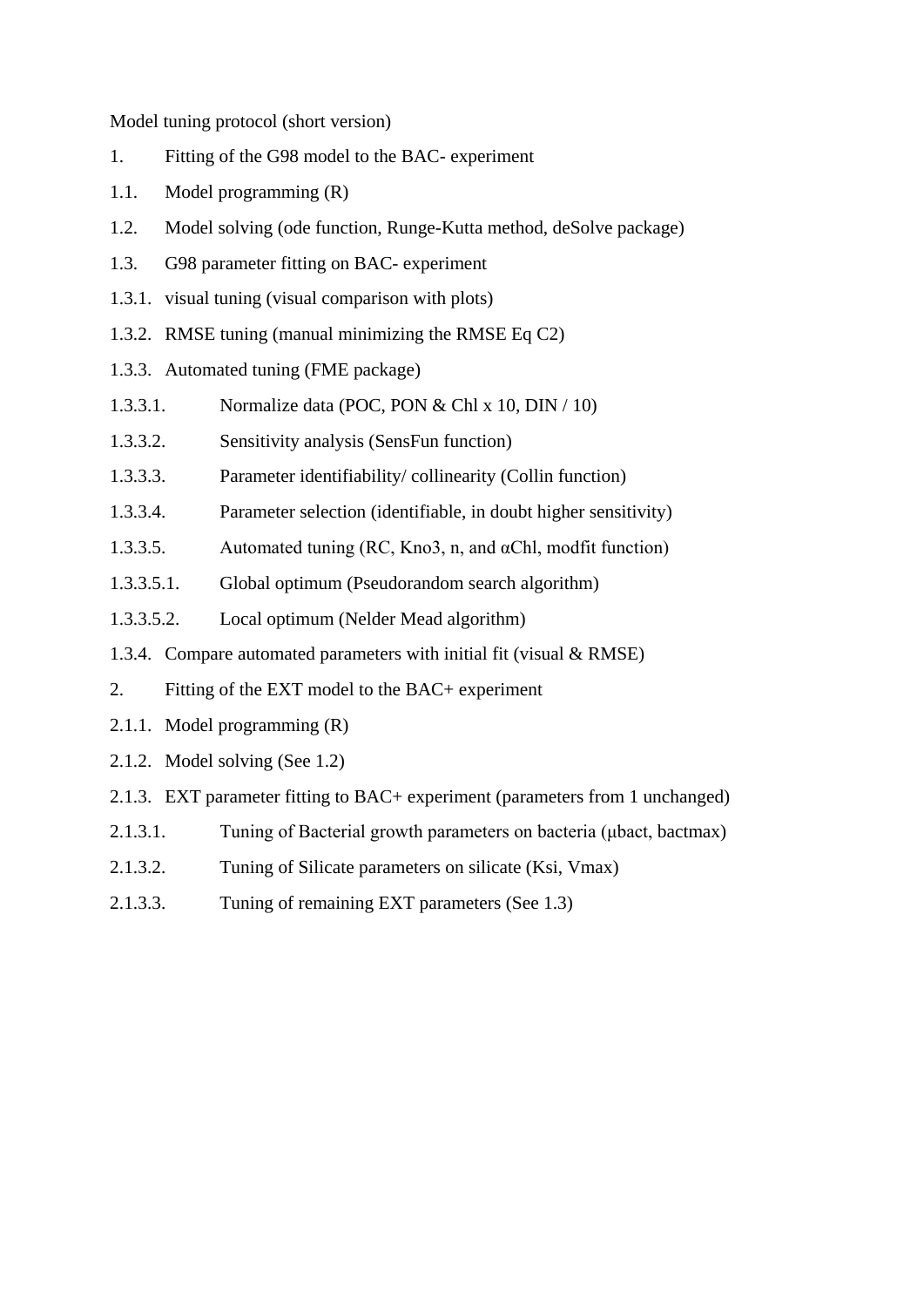Model tuning protocol (short version)

1. Fitting of the G98 model to the BAC- experiment
1.1. Model programming (R)
1.2. Model solving (ode function, Runge-Kutta method, deSolve package)
1.3. G98 parameter fitting on BAC- experiment
1.3.1. visual tuning (visual comparison with plots)
1.3.2. RMSE tuning (manual minimizing the RMSE Eq C2)
1.3.3. Automated tuning (FME package)
1.3.3.1. Normalize data (POC, PON & Chl x 10, DIN / 10)
1.3.3.2. Sensitivity analysis (SensFun function)
1.3.3.3. Parameter identifiability/ collinearity (Collin function)
1.3.3.4. Parameter selection (identifiable, in doubt higher sensitivity)
1.3.3.5. Automated tuning (RC, Kno3, n, and $\alpha$Chl, modfit function)
1.3.3.5.1. Global optimum (Pseudorandom search algorithm)
1.3.3.5.2. Local optimum (Nelder Mead algorithm)
1.3.4. Compare automated parameters with initial fit (visual & RMSE)
2. Fitting of the EXT model to the BAC+ experiment
2.1.1. Model programming (R)
2.1.2. Model solving (See 1.2)
2.1.3. EXT parameter fitting to BAC+ experiment (parameters from 1 unchanged)
2.1.3.1. Tuning of Bacterial growth parameters on bacteria ($\mu$bact, bactmax)
2.1.3.2. Tuning of Silicate parameters on silicate (Ksi, Vmax)
2.1.3.3. Tuning of remaining EXT parameters (See 1.3)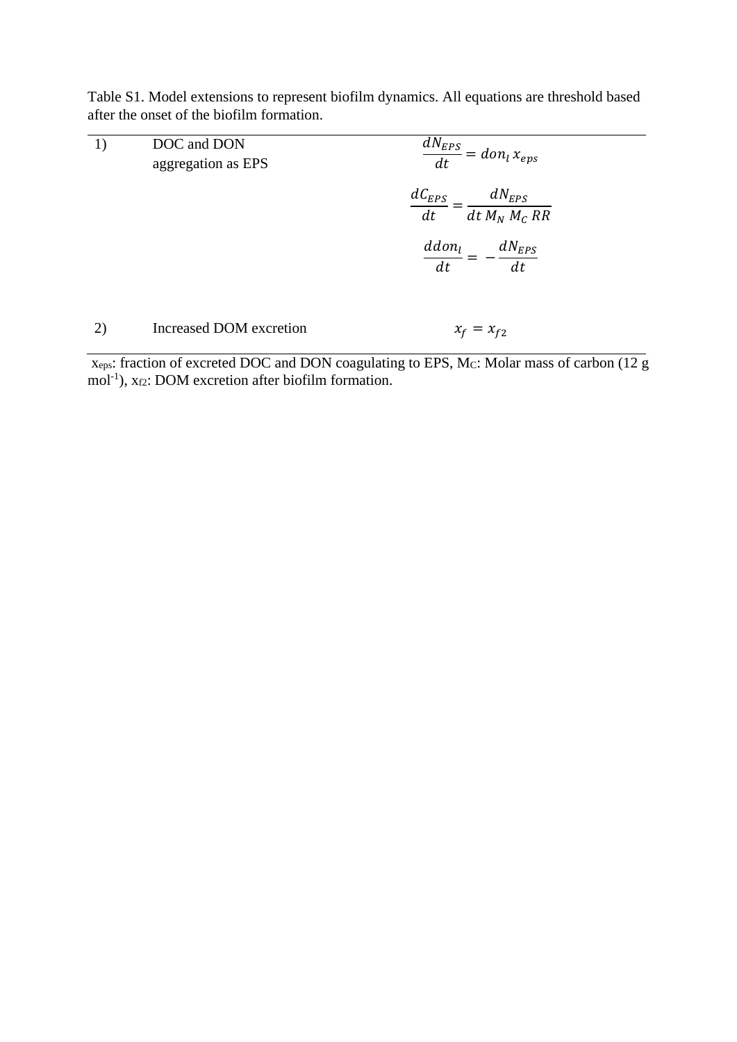Table S1. Model extensions to represent biofilm dynamics. All equations are threshold based after the onset of the biofilm formation.

| | | |
|---|---|---|
| 1) | DOC and DON aggregation as EPS | $\frac{dN_{EPS}}{dt} = don_l \, x_{eps}$ <br> $\frac{dC_{EPS}}{dt} = \frac{dN_{EPS}}{dt \, M_N \, M_C \, RR}$ <br> $\frac{ddon_l}{dt} = -\frac{dN_{EPS}}{dt}$ |
| 2) | Increased DOM excretion | $x_f = x_{f2}$ |

$x_{eps}$: fraction of excreted DOC and DON coagulating to EPS, $M_C$: Molar mass of carbon (12 g mol$^{-1}$), $x_{f2}$: DOM excretion after biofilm formation.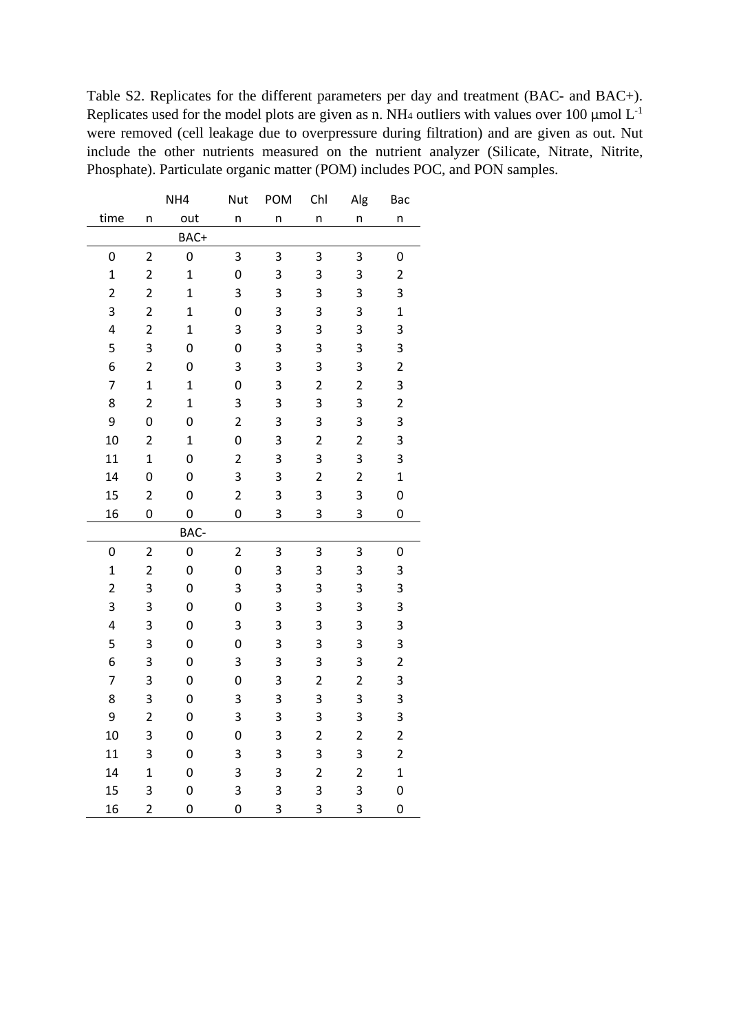Table S2. Replicates for the different parameters per day and treatment (BAC- and BAC+). Replicates used for the model plots are given as n. $NH_4$ outliers with values over 100 µmol $L^{-1}$ were removed (cell leakage due to overpressure during filtration) and are given as out. Nut include the other nutrients measured on the nutrient analyzer (Silicate, Nitrate, Nitrite, Phosphate). Particulate organic matter (POM) includes POC, and PON samples.

| | NH4 | | Nut | POM | Chl | Alg | Bac |
|---|---|---|---|---|---|---|---|
| time | n | out | n | n | n | n | n |
| | | BAC+ | | | | | |
| 0 | 2 | 0 | 3 | 3 | 3 | 3 | 0 |
| 1 | 2 | 1 | 0 | 3 | 3 | 3 | 2 |
| 2 | 2 | 1 | 3 | 3 | 3 | 3 | 3 |
| 3 | 2 | 1 | 0 | 3 | 3 | 3 | 1 |
| 4 | 2 | 1 | 3 | 3 | 3 | 3 | 3 |
| 5 | 3 | 0 | 0 | 3 | 3 | 3 | 3 |
| 6 | 2 | 0 | 3 | 3 | 3 | 3 | 2 |
| 7 | 1 | 1 | 0 | 3 | 2 | 2 | 3 |
| 8 | 2 | 1 | 3 | 3 | 3 | 3 | 2 |
| 9 | 0 | 0 | 2 | 3 | 3 | 3 | 3 |
| 10 | 2 | 1 | 0 | 3 | 2 | 2 | 3 |
| 11 | 1 | 0 | 2 | 3 | 3 | 3 | 3 |
| 14 | 0 | 0 | 3 | 3 | 2 | 2 | 1 |
| 15 | 2 | 0 | 2 | 3 | 3 | 3 | 0 |
| 16 | 0 | 0 | 0 | 3 | 3 | 3 | 0 |
| | | BAC- | | | | | |
| 0 | 2 | 0 | 2 | 3 | 3 | 3 | 0 |
| 1 | 2 | 0 | 0 | 3 | 3 | 3 | 3 |
| 2 | 3 | 0 | 3 | 3 | 3 | 3 | 3 |
| 3 | 3 | 0 | 0 | 3 | 3 | 3 | 3 |
| 4 | 3 | 0 | 3 | 3 | 3 | 3 | 3 |
| 5 | 3 | 0 | 0 | 3 | 3 | 3 | 3 |
| 6 | 3 | 0 | 3 | 3 | 3 | 3 | 2 |
| 7 | 3 | 0 | 0 | 3 | 2 | 2 | 3 |
| 8 | 3 | 0 | 3 | 3 | 3 | 3 | 3 |
| 9 | 2 | 0 | 3 | 3 | 3 | 3 | 3 |
| 10 | 3 | 0 | 0 | 3 | 2 | 2 | 2 |
| 11 | 3 | 0 | 3 | 3 | 3 | 3 | 2 |
| 14 | 1 | 0 | 3 | 3 | 2 | 2 | 1 |
| 15 | 3 | 0 | 3 | 3 | 3 | 3 | 0 |
| 16 | 2 | 0 | 0 | 3 | 3 | 3 | 0 |